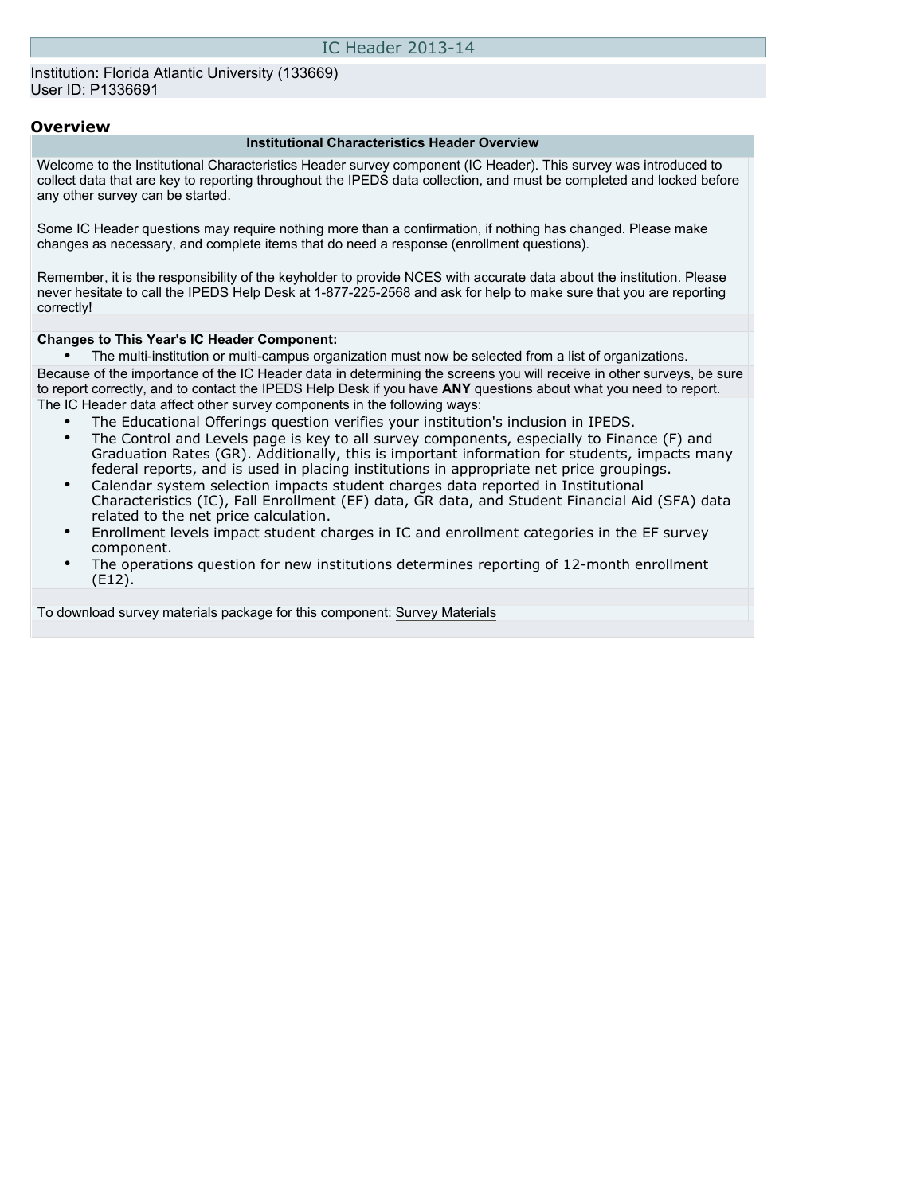# IC Header 2013-14

Institution: Florida Atlantic University (133669)
User ID: P1336691

## Overview

### Institutional Characteristics Header Overview

Welcome to the Institutional Characteristics Header survey component (IC Header). This survey was introduced to collect data that are key to reporting throughout the IPEDS data collection, and must be completed and locked before any other survey can be started.

Some IC Header questions may require nothing more than a confirmation, if nothing has changed. Please make changes as necessary, and complete items that do need a response (enrollment questions).

Remember, it is the responsibility of the keyholder to provide NCES with accurate data about the institution. Please never hesitate to call the IPEDS Help Desk at 1-877-225-2568 and ask for help to make sure that you are reporting correctly!

**Changes to This Year's IC Header Component:**

- The multi-institution or multi-campus organization must now be selected from a list of organizations.

Because of the importance of the IC Header data in determining the screens you will receive in other surveys, be sure to report correctly, and to contact the IPEDS Help Desk if you have **ANY** questions about what you need to report.

The IC Header data affect other survey components in the following ways:

- The Educational Offerings question verifies your institution's inclusion in IPEDS.
- The Control and Levels page is key to all survey components, especially to Finance (F) and Graduation Rates (GR). Additionally, this is important information for students, impacts many federal reports, and is used in placing institutions in appropriate net price groupings.
- Calendar system selection impacts student charges data reported in Institutional Characteristics (IC), Fall Enrollment (EF) data, GR data, and Student Financial Aid (SFA) data related to the net price calculation.
- Enrollment levels impact student charges in IC and enrollment categories in the EF survey component.
- The operations question for new institutions determines reporting of 12-month enrollment (E12).

To download survey materials package for this component: Survey Materials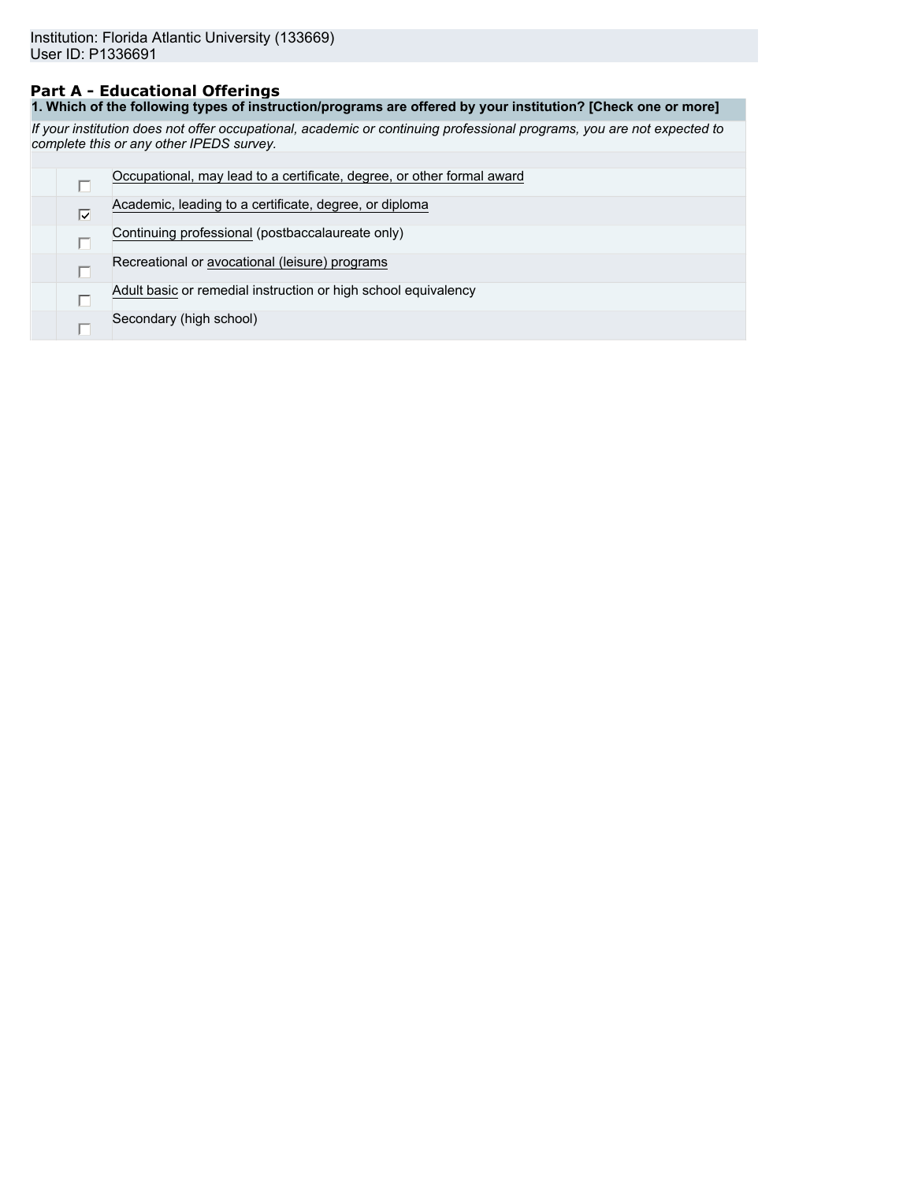Institution: Florida Atlantic University (133669)
User ID: P1336691

## Part A - Educational Offerings

**1. Which of the following types of instruction/programs are offered by your institution? [Check one or more]**

*If your institution does not offer occupational, academic or continuing professional programs, you are not expected to complete this or any other IPEDS survey.*

| | |
|---|---|
| ☐ | Occupational, may lead to a certificate, degree, or other formal award |
| ☑ | Academic, leading to a certificate, degree, or diploma |
| ☐ | Continuing professional (postbaccalaureate only) |
| ☐ | Recreational or avocational (leisure) programs |
| ☐ | Adult basic or remedial instruction or high school equivalency |
| ☐ | Secondary (high school) |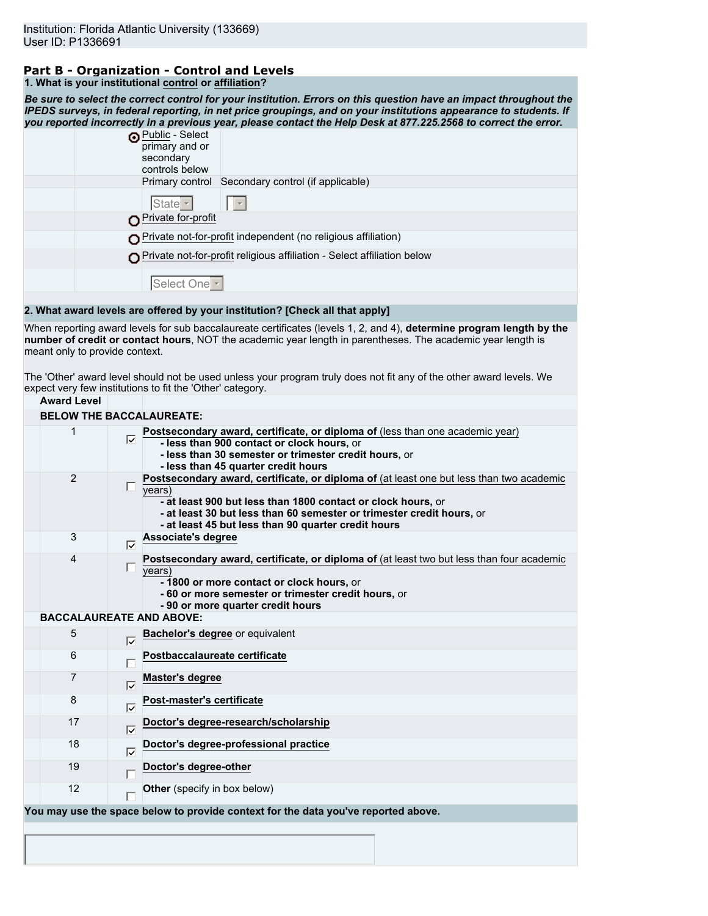Institution: Florida Atlantic University (133669)
User ID: P1336691

## Part B - Organization - Control and Levels

**1. What is your institutional control or affiliation?**

***Be sure to select the correct control for your institution. Errors on this question have an impact throughout the IPEDS surveys, in federal reporting, in net price groupings, and on your institutions appearance to students. If you reported incorrectly in a previous year, please contact the Help Desk at 877.225.2568 to correct the error.***

- (●) Public - Select primary and or secondary controls below
  - Primary control: State
  - Secondary control (if applicable):
- ( ) Private for-profit
- ( ) Private not-for-profit independent (no religious affiliation)
- ( ) Private not-for-profit religious affiliation - Select affiliation below
  - Select One

**2. What award levels are offered by your institution? [Check all that apply]**

When reporting award levels for sub baccalaureate certificates (levels 1, 2, and 4), **determine program length by the number of credit or contact hours**, NOT the academic year length in parentheses. The academic year length is meant only to provide context.

The 'Other' award level should not be used unless your program truly does not fit any of the other award levels. We expect very few institutions to fit the 'Other' category.

| Award Level | | |
|---|---|---|
| **BELOW THE BACCALAUREATE:** | | |
| 1 | ☑ | **Postsecondary award, certificate, or diploma of** (less than one academic year)<br>**- less than 900 contact or clock hours,** or<br>**- less than 30 semester or trimester credit hours,** or<br>**- less than 45 quarter credit hours** |
| 2 | ☐ | **Postsecondary award, certificate, or diploma of** (at least one but less than two academic years)<br>**- at least 900 but less than 1800 contact or clock hours,** or<br>**- at least 30 but less than 60 semester or trimester credit hours,** or<br>**- at least 45 but less than 90 quarter credit hours** |
| 3 | ☑ | **Associate's degree** |
| 4 | ☐ | **Postsecondary award, certificate, or diploma of** (at least two but less than four academic years)<br>**- 1800 or more contact or clock hours,** or<br>**- 60 or more semester or trimester credit hours,** or<br>**- 90 or more quarter credit hours** |
| **BACCALAUREATE AND ABOVE:** | | |
| 5 | ☑ | **Bachelor's degree** or equivalent |
| 6 | ☐ | **Postbaccalaureate certificate** |
| 7 | ☑ | **Master's degree** |
| 8 | ☑ | **Post-master's certificate** |
| 17 | ☑ | **Doctor's degree-research/scholarship** |
| 18 | ☑ | **Doctor's degree-professional practice** |
| 19 | ☐ | **Doctor's degree-other** |
| 12 | ☐ | **Other** (specify in box below) |

**You may use the space below to provide context for the data you've reported above.**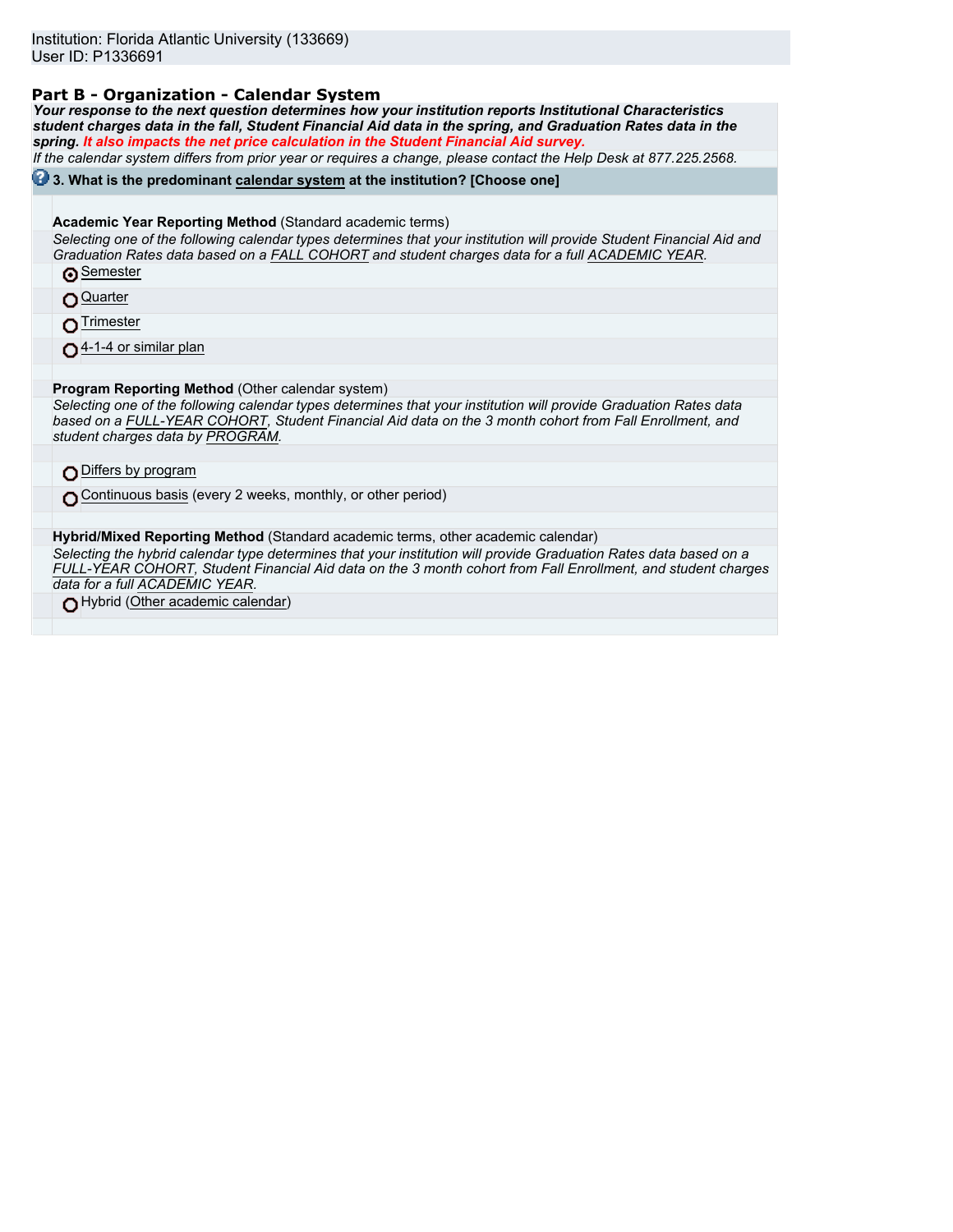Institution: Florida Atlantic University (133669)
User ID: P1336691

## Part B - Organization - Calendar System

***Your response to the next question determines how your institution reports Institutional Characteristics student charges data in the fall, Student Financial Aid data in the spring, and Graduation Rates data in the spring. It also impacts the net price calculation in the Student Financial Aid survey.***

*If the calendar system differs from prior year or requires a change, please contact the Help Desk at 877.225.2568.*

**3. What is the predominant calendar system at the institution? [Choose one]**

**Academic Year Reporting Method** (Standard academic terms)

*Selecting one of the following calendar types determines that your institution will provide Student Financial Aid and Graduation Rates data based on a FALL COHORT and student charges data for a full ACADEMIC YEAR.*

- (●) Semester
- ( ) Quarter
- ( ) Trimester
- ( ) 4-1-4 or similar plan

**Program Reporting Method** (Other calendar system)

*Selecting one of the following calendar types determines that your institution will provide Graduation Rates data based on a FULL-YEAR COHORT, Student Financial Aid data on the 3 month cohort from Fall Enrollment, and student charges data by PROGRAM.*

- ( ) Differs by program
- ( ) Continuous basis (every 2 weeks, monthly, or other period)

**Hybrid/Mixed Reporting Method** (Standard academic terms, other academic calendar)

*Selecting the hybrid calendar type determines that your institution will provide Graduation Rates data based on a FULL-YEAR COHORT, Student Financial Aid data on the 3 month cohort from Fall Enrollment, and student charges data for a full ACADEMIC YEAR.*

- ( ) Hybrid (Other academic calendar)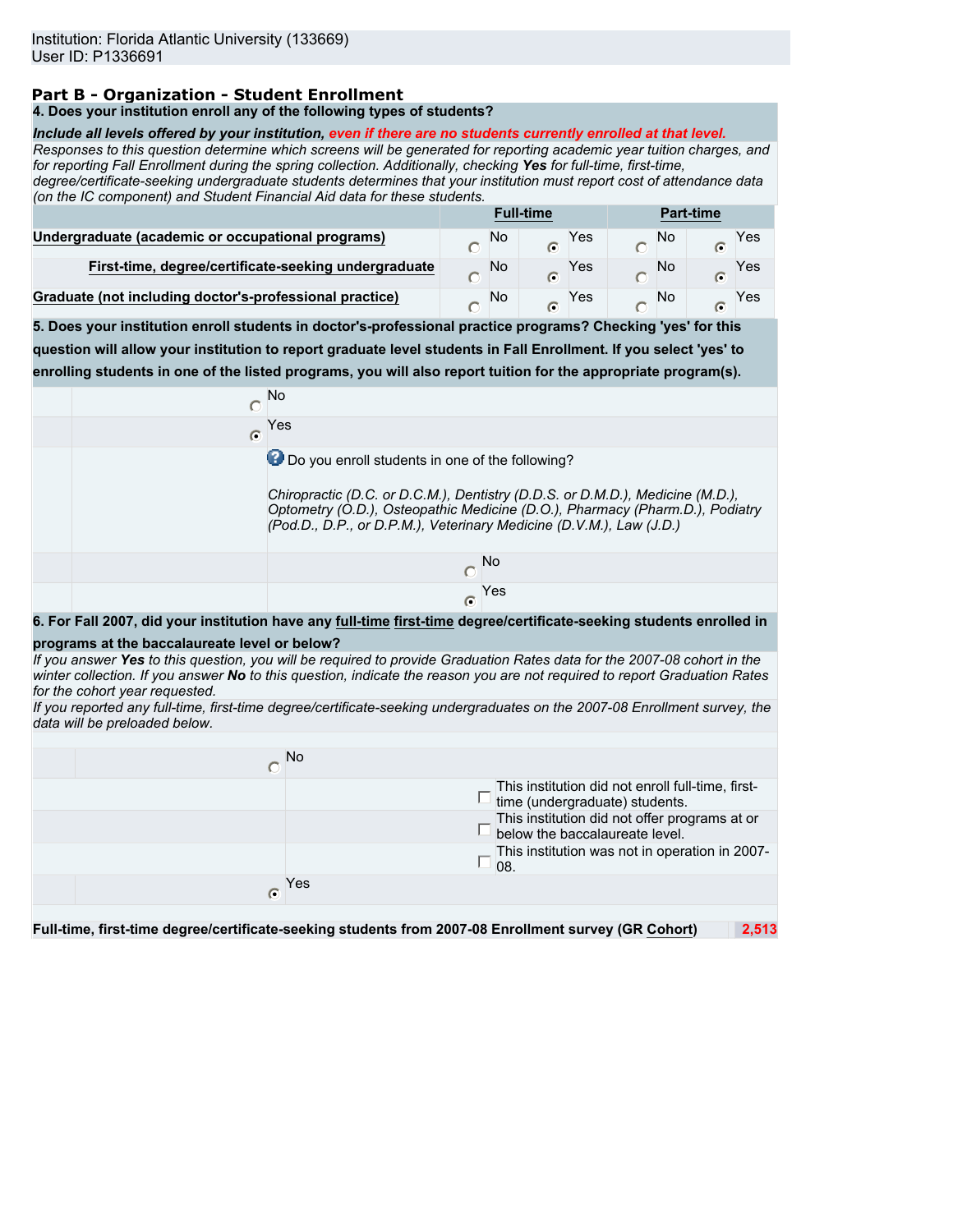Institution: Florida Atlantic University (133669)
User ID: P1336691

## Part B - Organization - Student Enrollment

**4. Does your institution enroll any of the following types of students?**

***Include all levels offered by your institution, even if there are no students currently enrolled at that level.***

*Responses to this question determine which screens will be generated for reporting academic year tuition charges, and for reporting Fall Enrollment during the spring collection. Additionally, checking **Yes** for full-time, first-time, degree/certificate-seeking undergraduate students determines that your institution must report cost of attendance data (on the IC component) and Student Financial Aid data for these students.*

| | Full-time | | Part-time | |
|---|---|---|---|---|
| | No | Yes | No | Yes |
| **Undergraduate (academic or occupational programs)** | ○ | ◉ | ○ | ◉ |
| **First-time, degree/certificate-seeking undergraduate** | ○ | ◉ | ○ | ◉ |
| **Graduate (not including doctor's-professional practice)** | ○ | ◉ | ○ | ◉ |

**5. Does your institution enroll students in doctor's-professional practice programs? Checking 'yes' for this question will allow your institution to report graduate level students in Fall Enrollment. If you select 'yes' to enrolling students in one of the listed programs, you will also report tuition for the appropriate program(s).**

○ No

◉ Yes

Do you enroll students in one of the following?

*Chiropractic (D.C. or D.C.M.), Dentistry (D.D.S. or D.M.D.), Medicine (M.D.), Optometry (O.D.), Osteopathic Medicine (D.O.), Pharmacy (Pharm.D.), Podiatry (Pod.D., D.P., or D.P.M.), Veterinary Medicine (D.V.M.), Law (J.D.)*

○ No

◉ Yes

**6. For Fall 2007, did your institution have any full-time first-time degree/certificate-seeking students enrolled in programs at the baccalaureate level or below?**

*If you answer **Yes** to this question, you will be required to provide Graduation Rates data for the 2007-08 cohort in the winter collection. If you answer **No** to this question, indicate the reason you are not required to report Graduation Rates for the cohort year requested.*

*If you reported any full-time, first-time degree/certificate-seeking undergraduates on the 2007-08 Enrollment survey, the data will be preloaded below.*

○ No

- ☐ This institution did not enroll full-time, first-time (undergraduate) students.
- ☐ This institution did not offer programs at or below the baccalaureate level.
- ☐ This institution was not in operation in 2007-08.

◉ Yes

| **Full-time, first-time degree/certificate-seeking students from 2007-08 Enrollment survey (GR Cohort)** | 2,513 |
|---|---|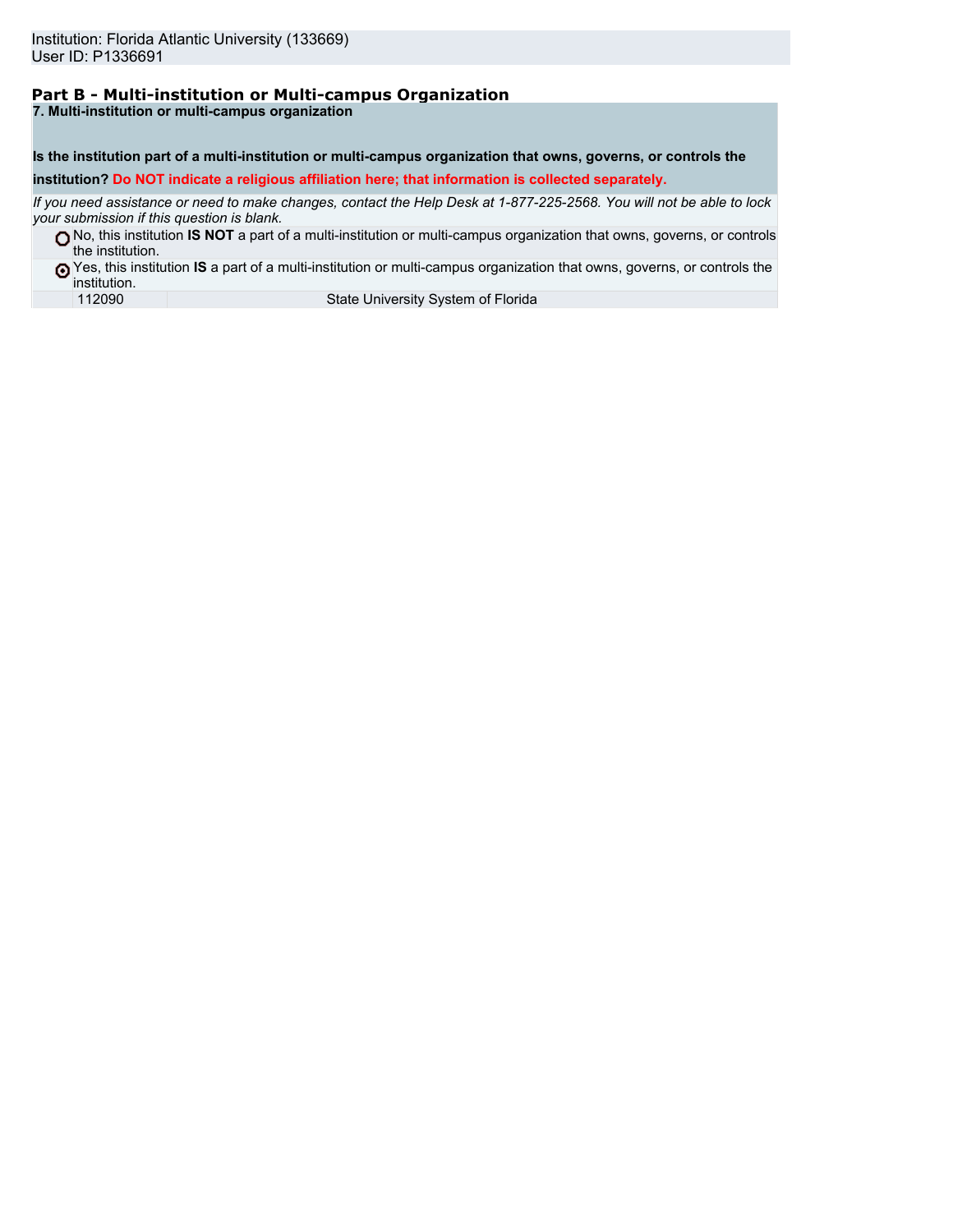Institution: Florida Atlantic University (133669)
User ID: P1336691

## Part B - Multi-institution or Multi-campus Organization

**7. Multi-institution or multi-campus organization**

**Is the institution part of a multi-institution or multi-campus organization that owns, governs, or controls the institution? Do NOT indicate a religious affiliation here; that information is collected separately.**

*If you need assistance or need to make changes, contact the Help Desk at 1-877-225-2568. You will not be able to lock your submission if this question is blank.*

- ○ No, this institution **IS NOT** a part of a multi-institution or multi-campus organization that owns, governs, or controls the institution.
- ◉ Yes, this institution **IS** a part of a multi-institution or multi-campus organization that owns, governs, or controls the institution.

| | |
|---|---|
| 112090 | State University System of Florida |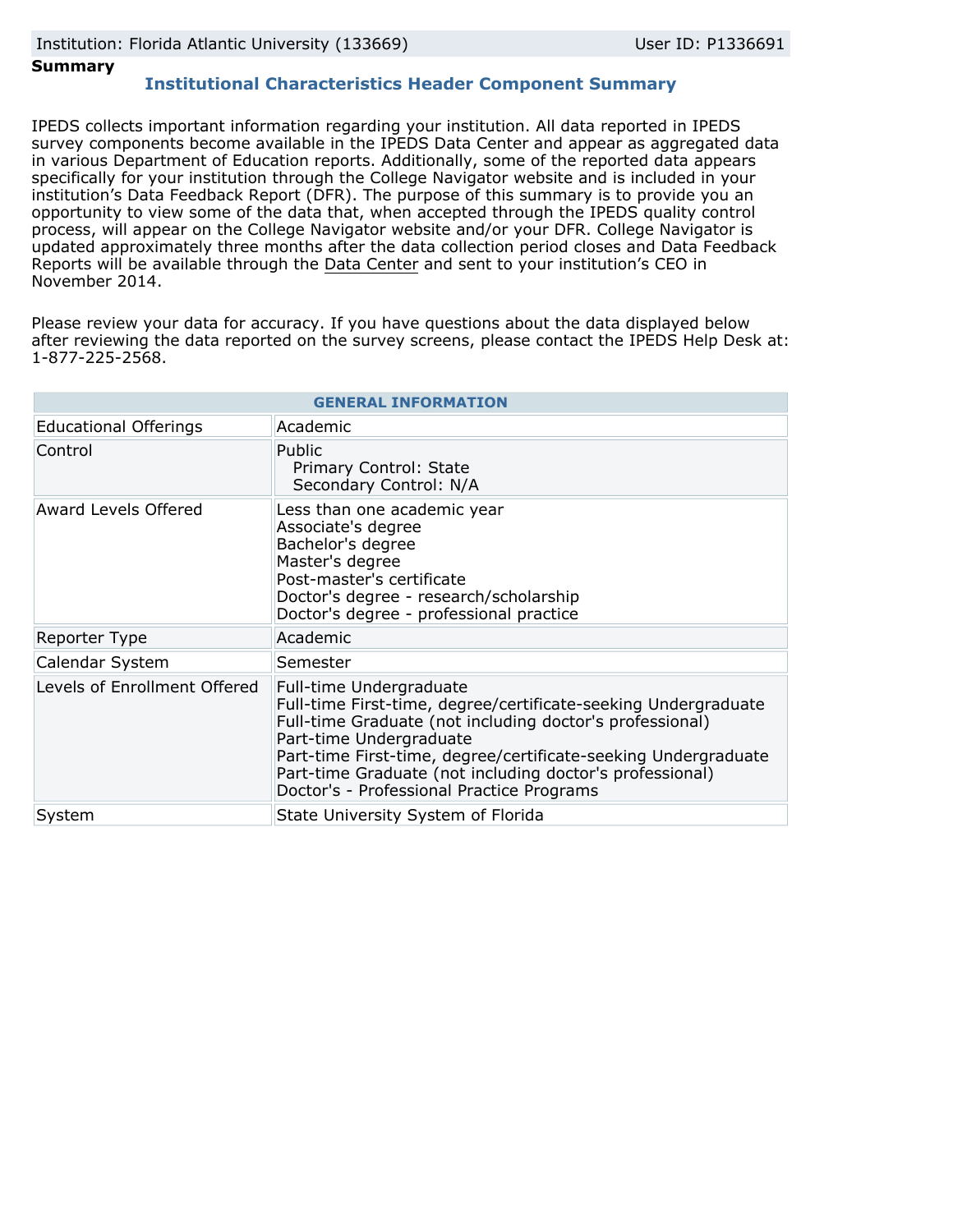Institution: Florida Atlantic University (133669) User ID: P1336691

**Summary**

## Institutional Characteristics Header Component Summary

IPEDS collects important information regarding your institution. All data reported in IPEDS survey components become available in the IPEDS Data Center and appear as aggregated data in various Department of Education reports. Additionally, some of the reported data appears specifically for your institution through the College Navigator website and is included in your institution's Data Feedback Report (DFR). The purpose of this summary is to provide you an opportunity to view some of the data that, when accepted through the IPEDS quality control process, will appear on the College Navigator website and/or your DFR. College Navigator is updated approximately three months after the data collection period closes and Data Feedback Reports will be available through the Data Center and sent to your institution's CEO in November 2014.

Please review your data for accuracy. If you have questions about the data displayed below after reviewing the data reported on the survey screens, please contact the IPEDS Help Desk at: 1-877-225-2568.

| GENERAL INFORMATION | |
|---|---|
| Educational Offerings | Academic |
| Control | Public<br>Primary Control: State<br>Secondary Control: N/A |
| Award Levels Offered | Less than one academic year<br>Associate's degree<br>Bachelor's degree<br>Master's degree<br>Post-master's certificate<br>Doctor's degree - research/scholarship<br>Doctor's degree - professional practice |
| Reporter Type | Academic |
| Calendar System | Semester |
| Levels of Enrollment Offered | Full-time Undergraduate<br>Full-time First-time, degree/certificate-seeking Undergraduate<br>Full-time Graduate (not including doctor's professional)<br>Part-time Undergraduate<br>Part-time First-time, degree/certificate-seeking Undergraduate<br>Part-time Graduate (not including doctor's professional)<br>Doctor's - Professional Practice Programs |
| System | State University System of Florida |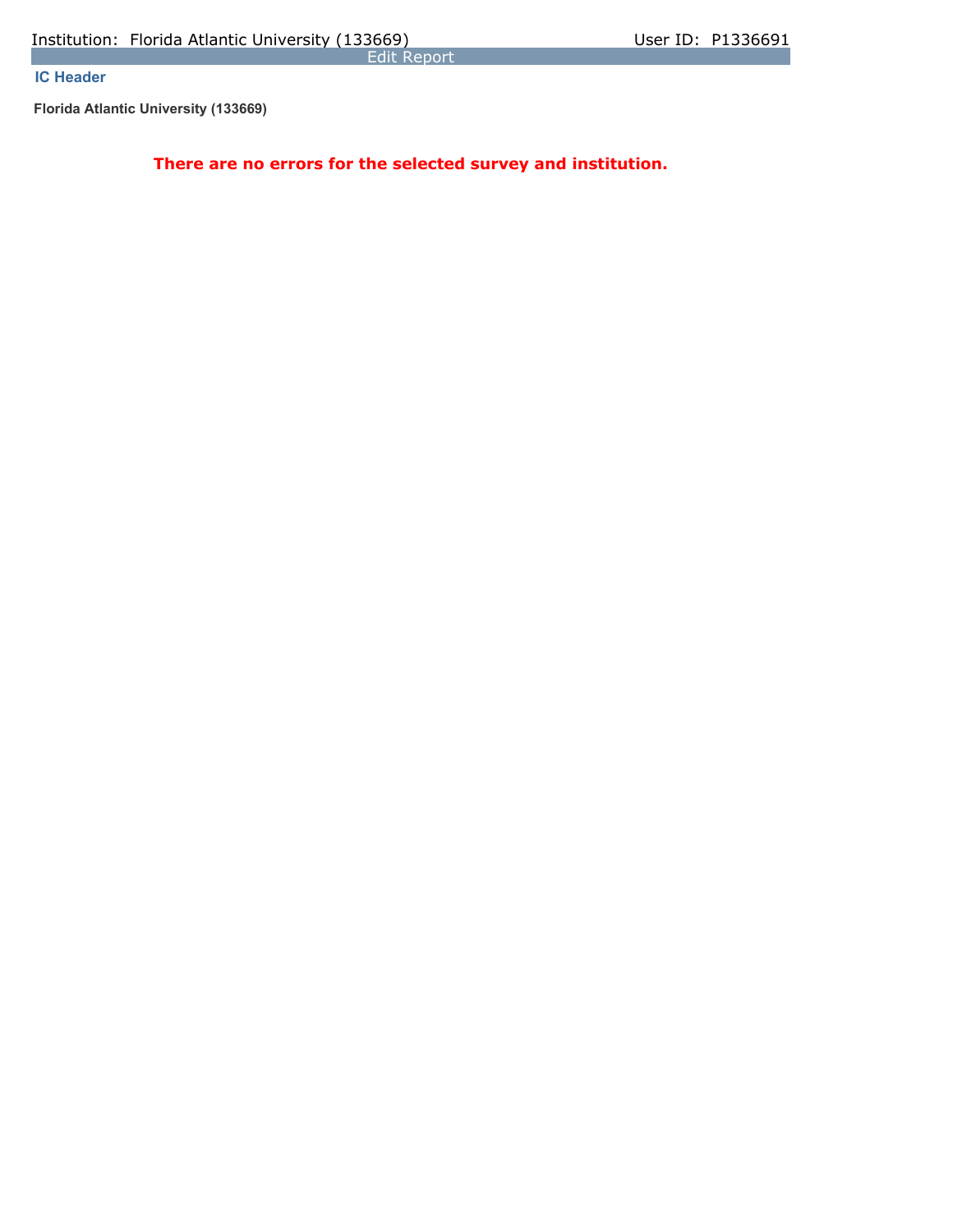## IC Header

**Florida Atlantic University (133669)**

**There are no errors for the selected survey and institution.**